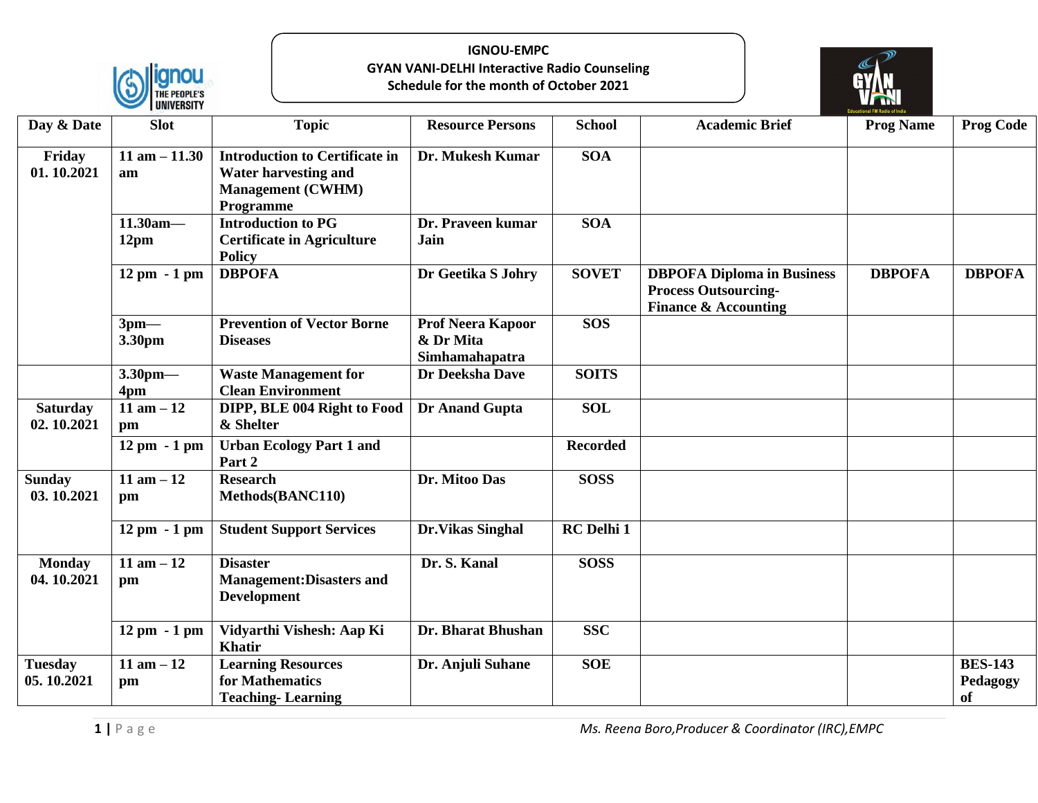**IGNOU-EMPC**
**GYAN VANI-DELHI Interactive Radio Counseling**
**Schedule for the month of October 2021**

| Day & Date | Slot | Topic | Resource Persons | School | Academic Brief | Prog Name | Prog Code |
|---|---|---|---|---|---|---|---|
| Friday 01. 10.2021 | 11 am – 11.30 am | Introduction to Certificate in Water harvesting and Management (CWHM) Programme | Dr. Mukesh Kumar | SOA | | | |
| | 11.30am—12pm | Introduction to PG Certificate in Agriculture Policy | Dr. Praveen kumar Jain | SOA | | | |
| | 12 pm - 1 pm | DBPOFA | Dr Geetika S Johry | SOVET | DBPOFA Diploma in Business Process Outsourcing-Finance & Accounting | DBPOFA | DBPOFA |
| | 3pm—3.30pm | Prevention of Vector Borne Diseases | Prof Neera Kapoor & Dr Mita Simhamahapatra | SOS | | | |
| | 3.30pm—4pm | Waste Management for Clean Environment | Dr Deeksha Dave | SOITS | | | |
| Saturday 02. 10.2021 | 11 am – 12 pm | DIPP, BLE 004 Right to Food & Shelter | Dr Anand Gupta | SOL | | | |
| | 12 pm - 1 pm | Urban Ecology Part 1 and Part 2 | | Recorded | | | |
| Sunday 03. 10.2021 | 11 am – 12 pm | Research Methods(BANC110) | Dr. Mitoo Das | SOSS | | | |
| | 12 pm - 1 pm | Student Support Services | Dr.Vikas Singhal | RC Delhi 1 | | | |
| Monday 04. 10.2021 | 11 am – 12 pm | Disaster Management:Disasters and Development | Dr. S. Kanal | SOSS | | | |
| | 12 pm - 1 pm | Vidyarthi Vishesh: Aap Ki Khatir | Dr. Bharat Bhushan | SSC | | | |
| Tuesday 05. 10.2021 | 11 am – 12 pm | Learning Resources for Mathematics Teaching- Learning | Dr. Anjuli Suhane | SOE | | | BES-143 Pedagogy of |

*Ms. Reena Boro,Producer & Coordinator (IRC),EMPC*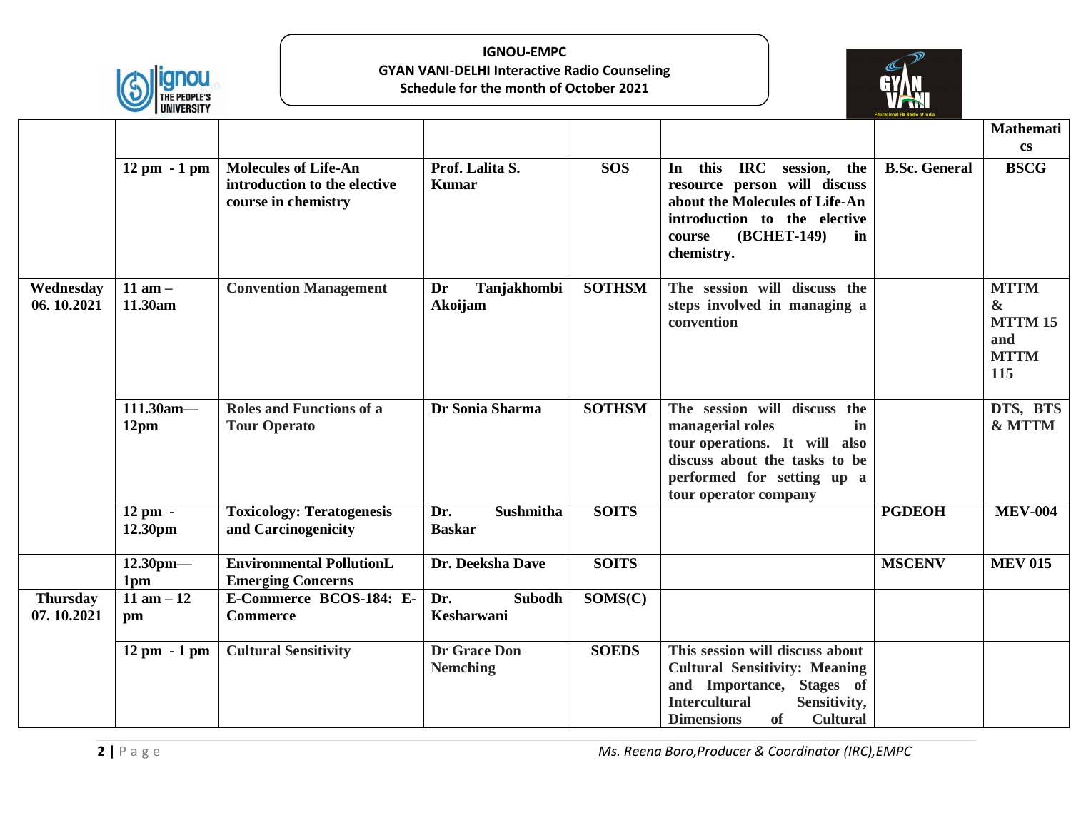**IGNOU-EMPC**
**GYAN VANI-DELHI Interactive Radio Counseling**
**Schedule for the month of October 2021**

| | | | | | | | |
|---|---|---|---|---|---|---|---|
| | | | | | | | Mathematics |
| | 12 pm - 1 pm | Molecules of Life-An introduction to the elective course in chemistry | Prof. Lalita S. Kumar | SOS | In this IRC session, the resource person will discuss about the Molecules of Life-An introduction to the elective course (BCHET-149) in chemistry. | B.Sc. General | BSCG |
| Wednesday 06. 10.2021 | 11 am – 11.30am | Convention Management | Dr Tanjakhombi Akoijam | SOTHSM | The session will discuss the steps involved in managing a convention | | MTTM & MTTM 15 and MTTM 115 |
| | 111.30am—12pm | Roles and Functions of a Tour Operato | Dr Sonia Sharma | SOTHSM | The session will discuss the managerial roles in tour operations. It will also discuss about the tasks to be performed for setting up a tour operator company | | DTS, BTS & MTTM |
| | 12 pm - 12.30pm | Toxicology: Teratogenesis and Carcinogenicity | Dr. Sushmitha Baskar | SOITS | | PGDEOH | MEV-004 |
| | 12.30pm—1pm | Environmental PollutionL Emerging Concerns | Dr. Deeksha Dave | SOITS | | MSCENV | MEV 015 |
| Thursday 07. 10.2021 | 11 am – 12 pm | E-Commerce BCOS-184: E-Commerce | Dr. Subodh Kesharwani | SOMS(C) | | | |
| | 12 pm - 1 pm | Cultural Sensitivity | Dr Grace Don Nemching | SOEDS | This session will discuss about Cultural Sensitivity: Meaning and Importance, Stages of Intercultural Sensitivity, Dimensions of Cultural | | |

*Ms. Reena Boro,Producer & Coordinator (IRC),EMPC*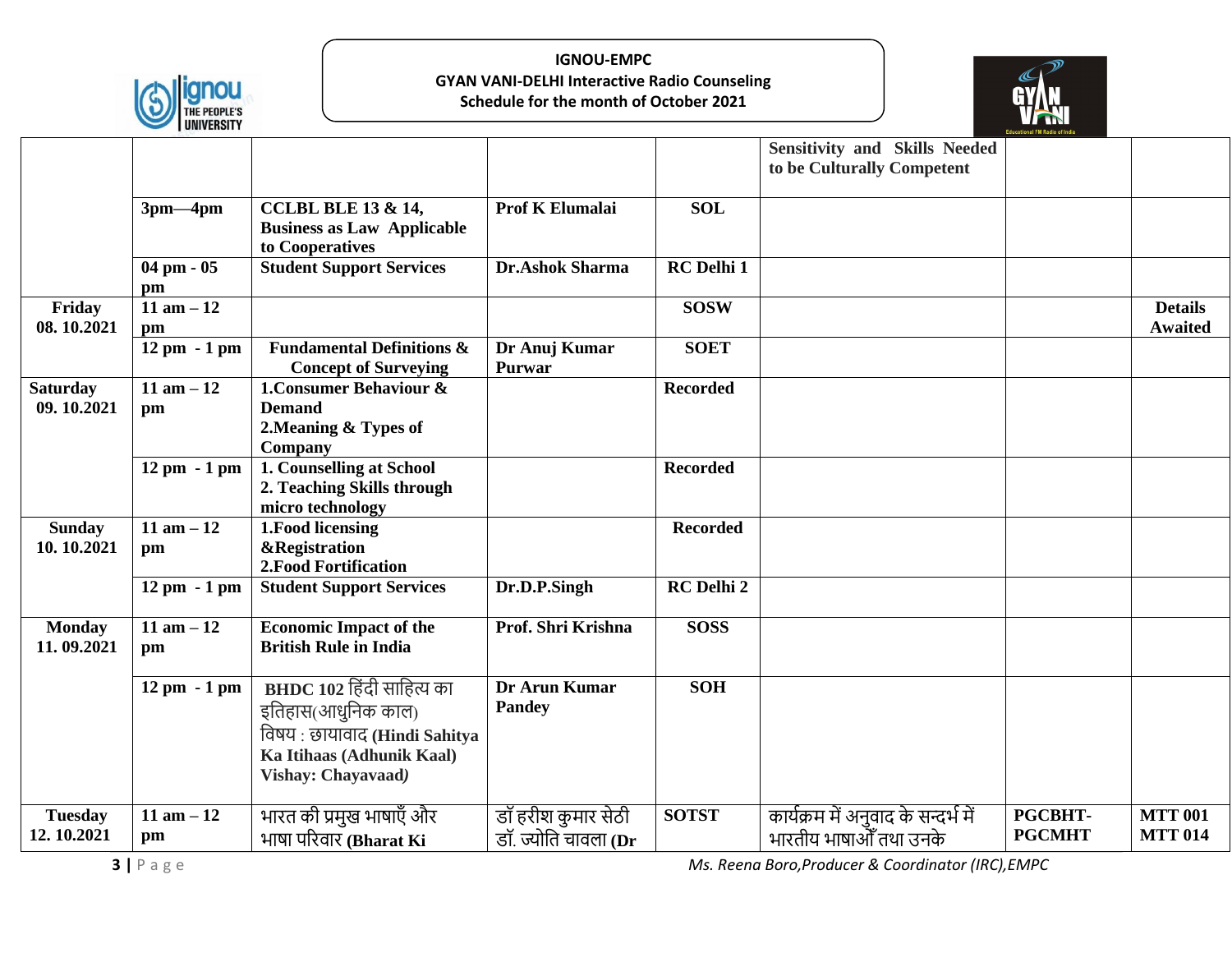**IGNOU-EMPC**
**GYAN VANI-DELHI Interactive Radio Counseling**
**Schedule for the month of October 2021**

| | | | | | | | |
|---|---|---|---|---|---|---|---|
| | | | | | Sensitivity and Skills Needed to be Culturally Competent | | |
| | 3pm—4pm | CCLBL BLE 13 & 14, Business as Law Applicable to Cooperatives | Prof K Elumalai | SOL | | | |
| | 04 pm - 05 pm | Student Support Services | Dr.Ashok Sharma | RC Delhi 1 | | | |
| Friday 08. 10.2021 | 11 am – 12 pm | | | SOSW | | | Details Awaited |
| | 12 pm - 1 pm | Fundamental Definitions & Concept of Surveying | Dr Anuj Kumar Purwar | SOET | | | |
| Saturday 09. 10.2021 | 11 am – 12 pm | 1.Consumer Behaviour & Demand<br>2.Meaning & Types of Company | | Recorded | | | |
| | 12 pm - 1 pm | 1. Counselling at School<br>2. Teaching Skills through micro technology | | Recorded | | | |
| Sunday 10. 10.2021 | 11 am – 12 pm | 1.Food licensing &Registration<br>2.Food Fortification | | Recorded | | | |
| | 12 pm - 1 pm | Student Support Services | Dr.D.P.Singh | RC Delhi 2 | | | |
| Monday 11. 09.2021 | 11 am – 12 pm | Economic Impact of the British Rule in India | Prof. Shri Krishna | SOSS | | | |
| | 12 pm - 1 pm | BHDC 102 हिंदी साहित्य का इतिहास(आधुनिक काल) विषय : छायावाद (Hindi Sahitya Ka Itihaas (Adhunik Kaal) Vishay: Chayavaad) | Dr Arun Kumar Pandey | SOH | | | |
| Tuesday 12. 10.2021 | 11 am – 12 pm | भारत की प्रमुख भाषाएँ और भाषा परिवार (Bharat Ki | डॉ हरीश कुमार सेठी डॉ. ज्योति चावला (Dr | SOTST | कार्यक्रम में अनुवाद के सन्दर्भ में भारतीय भाषाओं तथा उनके | PGCBHT-PGCMHT | MTT 001 MTT 014 |

*Ms. Reena Boro,Producer & Coordinator (IRC),EMPC*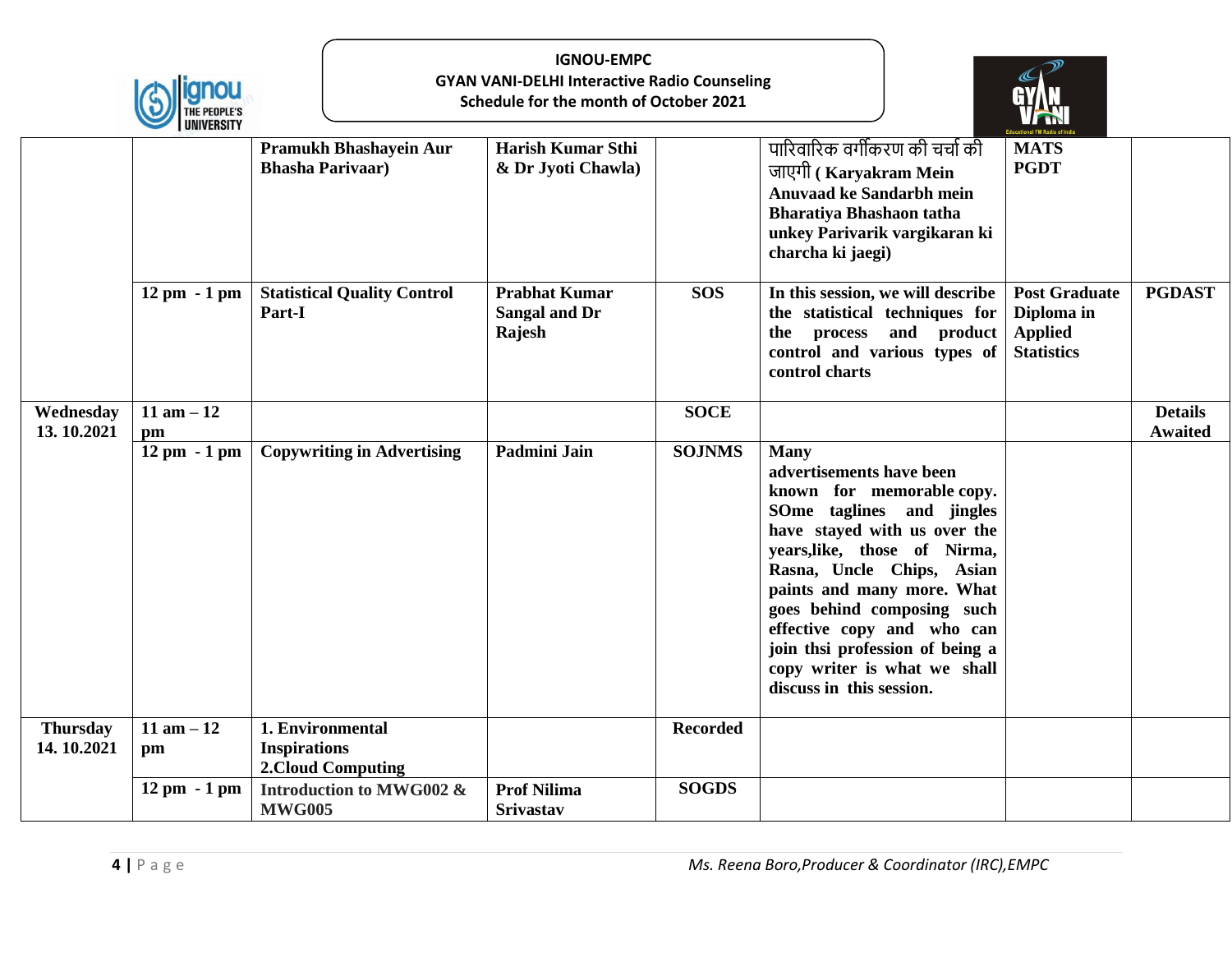| | | | | | | | |
|---|---|---|---|---|---|---|---|
| | | **Pramukh Bhashayein Aur Bhasha Parivaar)** | **Harish Kumar Sthi & Dr Jyoti Chawla)** | | पारिवारिक वर्गीकरण की चर्चा की जाएगी **( Karyakram Mein Anuvaad ke Sandarbh mein Bharatiya Bhashaon tatha unkey Parivarik vargikaran ki charcha ki jaegi)** | **MATS PGDT** | |
| | **12 pm - 1 pm** | **Statistical Quality Control Part-I** | **Prabhat Kumar Sangal and Dr Rajesh** | **SOS** | **In this session, we will describe the statistical techniques for the process and product control and various types of control charts** | **Post Graduate Diploma in Applied Statistics** | **PGDAST** |
| **Wednesday 13. 10.2021** | **11 am – 12 pm** | | | **SOCE** | | | **Details Awaited** |
| | **12 pm - 1 pm** | **Copywriting in Advertising** | **Padmini Jain** | **SOJNMS** | **Many advertisements have been known for memorable copy. SOme taglines and jingles have stayed with us over the years,like, those of Nirma, Rasna, Uncle Chips, Asian paints and many more. What goes behind composing such effective copy and who can join thsi profession of being a copy writer is what we shall discuss in this session.** | | |
| **Thursday 14. 10.2021** | **11 am – 12 pm** | **1. Environmental Inspirations 2.Cloud Computing** | | **Recorded** | | | |
| | **12 pm - 1 pm** | **Introduction to MWG002 & MWG005** | **Prof Nilima Srivastav** | **SOGDS** | | | |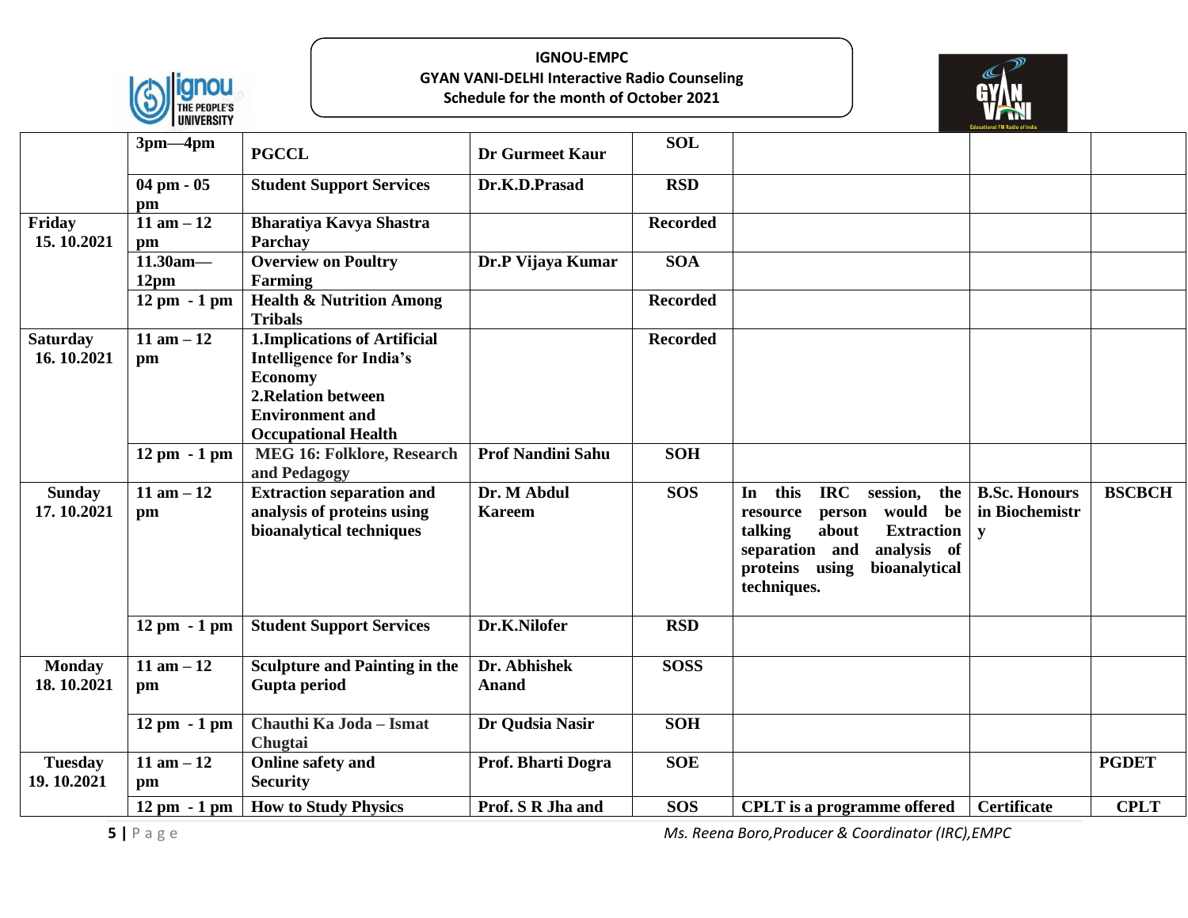**IGNOU-EMPC**
**GYAN VANI-DELHI Interactive Radio Counseling**
**Schedule for the month of October 2021**

| | | | | | | | |
|---|---|---|---|---|---|---|---|
| | 3pm—4pm | PGCCL | Dr Gurmeet Kaur | SOL | | | |
| | 04 pm - 05 pm | Student Support Services | Dr.K.D.Prasad | RSD | | | |
| Friday 15. 10.2021 | 11 am – 12 pm | Bharatiya Kavya Shastra Parchay | | Recorded | | | |
| | 11.30am—12pm | Overview on Poultry Farming | Dr.P Vijaya Kumar | SOA | | | |
| | 12 pm - 1 pm | Health & Nutrition Among Tribals | | Recorded | | | |
| Saturday 16. 10.2021 | 11 am – 12 pm | 1.Implications of Artificial Intelligence for India's Economy<br>2.Relation between Environment and Occupational Health | | Recorded | | | |
| | 12 pm - 1 pm | MEG 16: Folklore, Research and Pedagogy | Prof Nandini Sahu | SOH | | | |
| Sunday 17. 10.2021 | 11 am – 12 pm | Extraction separation and analysis of proteins using bioanalytical techniques | Dr. M Abdul Kareem | SOS | In this IRC session, the resource person would be talking about Extraction separation and analysis of proteins using bioanalytical techniques. | B.Sc. Honours in Biochemistry | BSCBCH |
| | 12 pm - 1 pm | Student Support Services | Dr.K.Nilofer | RSD | | | |
| Monday 18. 10.2021 | 11 am – 12 pm | Sculpture and Painting in the Gupta period | Dr. Abhishek Anand | SOSS | | | |
| | 12 pm - 1 pm | Chauthi Ka Joda – Ismat Chugtai | Dr Qudsia Nasir | SOH | | | |
| Tuesday 19. 10.2021 | 11 am – 12 pm | Online safety and Security | Prof. Bharti Dogra | SOE | | | PGDET |
| | 12 pm - 1 pm | How to Study Physics | Prof. S R Jha and | SOS | CPLT is a programme offered | Certificate | CPLT |

*Ms. Reena Boro,Producer & Coordinator (IRC),EMPC*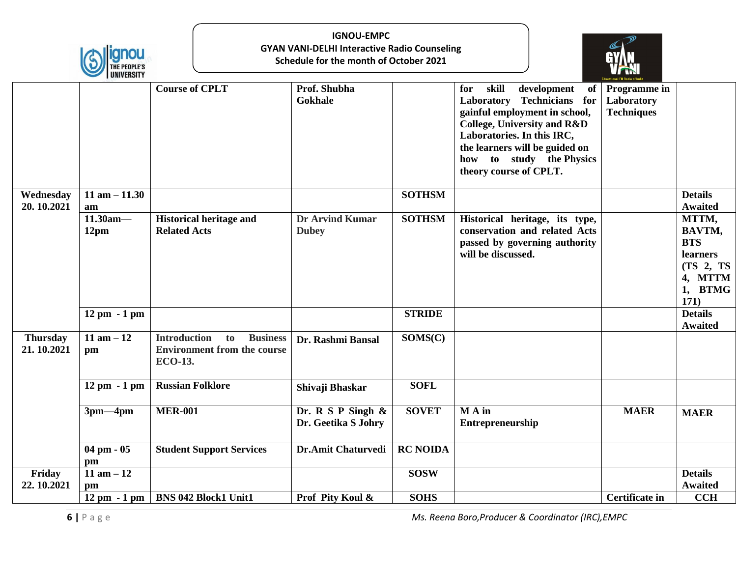| | | | | | | | |
|---|---|---|---|---|---|---|---|
| | | **Course of CPLT** | **Prof. Shubha Gokhale** | | **for skill development of Laboratory Technicians for gainful employment in school, College, University and R&D Laboratories. In this IRC, the learners will be guided on how to study the Physics theory course of CPLT.** | **Programme in Laboratory Techniques** | |
| **Wednesday 20. 10.2021** | **11 am – 11.30 am** | | | **SOTHSM** | | | **Details Awaited** |
| | **11.30am—12pm** | **Historical heritage and Related Acts** | **Dr Arvind Kumar Dubey** | **SOTHSM** | **Historical heritage, its type, conservation and related Acts passed by governing authority will be discussed.** | | **MTTM, BAVTM, BTS learners (TS 2, TS 4, MTTM 1, BTMG 171)** |
| | **12 pm - 1 pm** | | | **STRIDE** | | | **Details Awaited** |
| **Thursday 21. 10.2021** | **11 am – 12 pm** | **Introduction to Business Environment from the course ECO-13.** | **Dr. Rashmi Bansal** | **SOMS(C)** | | | |
| | **12 pm - 1 pm** | **Russian Folklore** | **Shivaji Bhaskar** | **SOFL** | | | |
| | **3pm—4pm** | **MER-001** | **Dr. R S P Singh & Dr. Geetika S Johry** | **SOVET** | **M A in Entrepreneurship** | **MAER** | **MAER** |
| | **04 pm - 05 pm** | **Student Support Services** | **Dr.Amit Chaturvedi** | **RC NOIDA** | | | |
| **Friday 22. 10.2021** | **11 am – 12 pm** | | | **SOSW** | | | **Details Awaited** |
| | **12 pm - 1 pm** | **BNS 042 Block1 Unit1** | **Prof Pity Koul &** | **SOHS** | | **Certificate in** | **CCH** |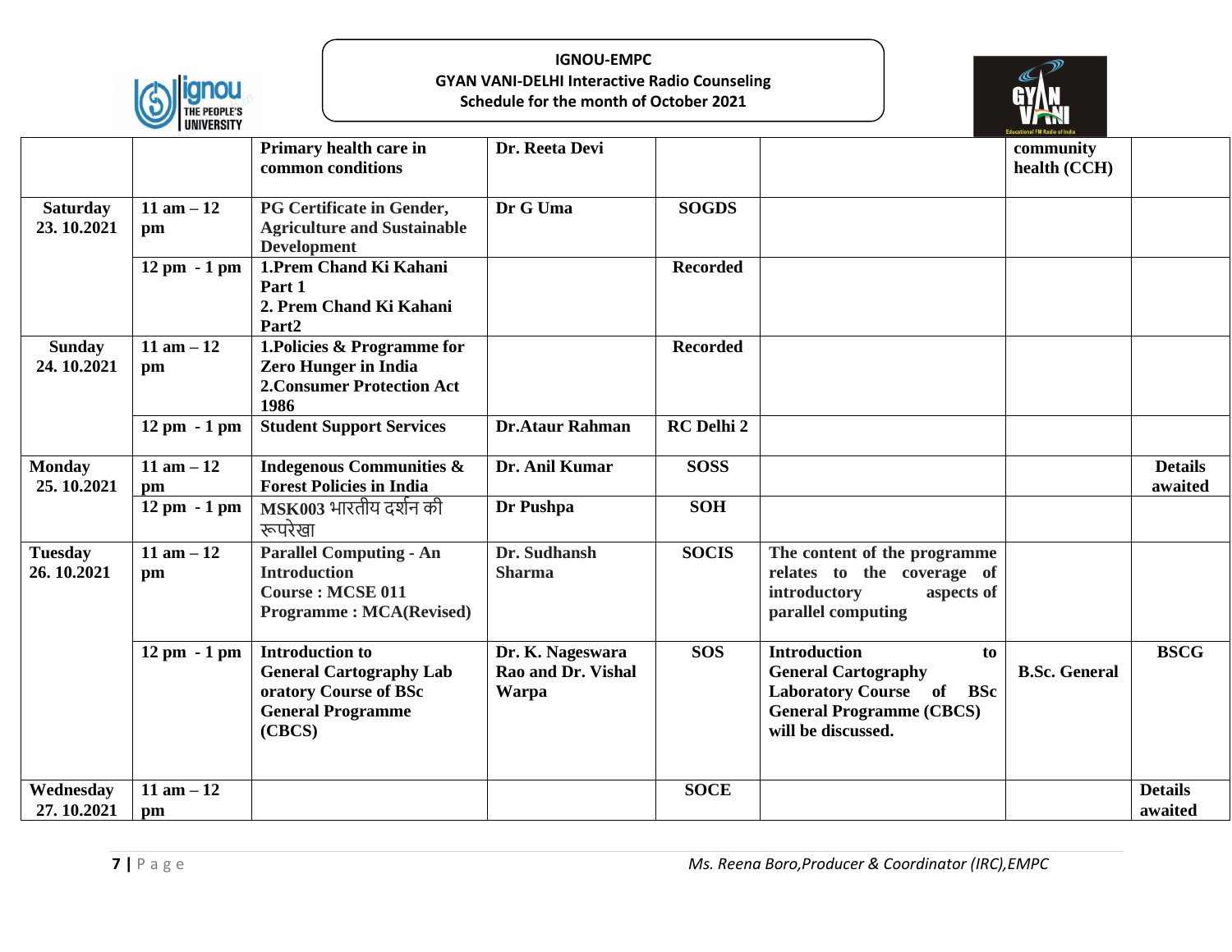IGNOU-EMPC
GYAN VANI-DELHI Interactive Radio Counseling
Schedule for the month of October 2021

| | | | | | | | |
|---|---|---|---|---|---|---|---|
| | | **Primary health care in common conditions** | **Dr. Reeta Devi** | | | **community health (CCH)** | |
| **Saturday 23. 10.2021** | **11 am – 12 pm** | **PG Certificate in Gender, Agriculture and Sustainable Development** | **Dr G Uma** | **SOGDS** | | | |
| | **12 pm - 1 pm** | **1.Prem Chand Ki Kahani Part 1**<br>**2. Prem Chand Ki Kahani Part2** | | **Recorded** | | | |
| **Sunday 24. 10.2021** | **11 am – 12 pm** | **1.Policies & Programme for Zero Hunger in India**<br>**2.Consumer Protection Act 1986** | | **Recorded** | | | |
| | **12 pm - 1 pm** | **Student Support Services** | **Dr.Ataur Rahman** | **RC Delhi 2** | | | |
| **Monday 25. 10.2021** | **11 am – 12 pm** | **Indegenous Communities & Forest Policies in India** | **Dr. Anil Kumar** | **SOSS** | | | **Details awaited** |
| | **12 pm - 1 pm** | **MSK003** भारतीय दर्शन की रूपरेखा | **Dr Pushpa** | **SOH** | | | |
| **Tuesday 26. 10.2021** | **11 am – 12 pm** | **Parallel Computing - An Introduction**<br>**Course : MCSE 011**<br>**Programme : MCA(Revised)** | **Dr. Sudhansh Sharma** | **SOCIS** | **The content of the programme relates to the coverage of introductory aspects of parallel computing** | | |
| | **12 pm - 1 pm** | **Introduction to General Cartography Lab oratory Course of BSc General Programme (CBCS)** | **Dr. K. Nageswara Rao and Dr. Vishal Warpa** | **SOS** | **Introduction to General Cartography Laboratory Course of BSc General Programme (CBCS) will be discussed.** | **B.Sc. General** | **BSCG** |
| **Wednesday 27. 10.2021** | **11 am – 12 pm** | | | **SOCE** | | | **Details awaited** |

*Ms. Reena Boro,Producer & Coordinator (IRC),EMPC*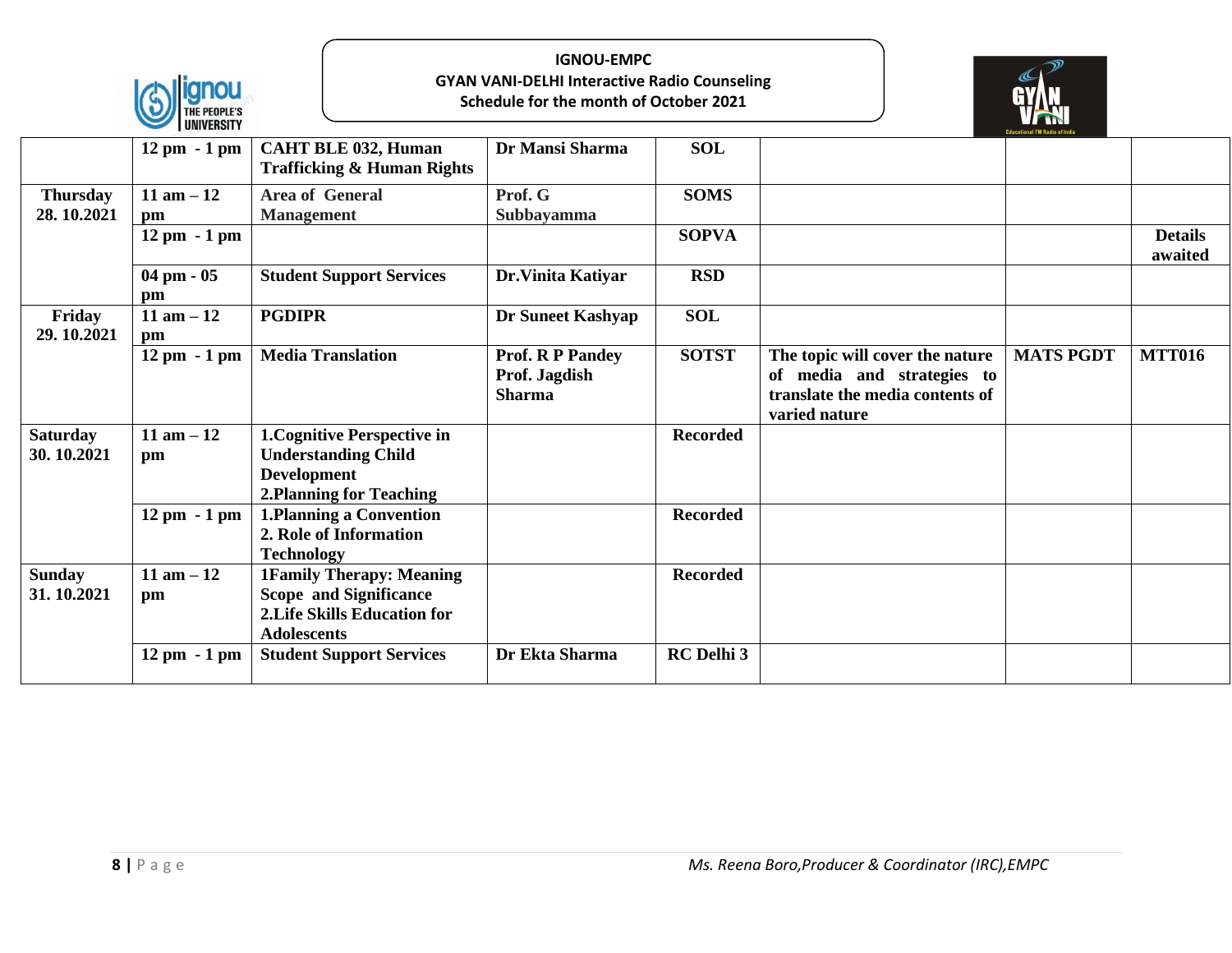**IGNOU-EMPC**
**GYAN VANI-DELHI Interactive Radio Counseling**
**Schedule for the month of October 2021**

| | | | | | | | |
|---|---|---|---|---|---|---|---|
| | 12 pm - 1 pm | CAHT BLE 032, Human Trafficking & Human Rights | Dr Mansi Sharma | SOL | | | |
| Thursday 28. 10.2021 | 11 am – 12 pm | Area of General Management | Prof. G Subbayamma | SOMS | | | |
| | 12 pm - 1 pm | | | SOPVA | | | Details awaited |
| | 04 pm - 05 pm | Student Support Services | Dr.Vinita Katiyar | RSD | | | |
| Friday 29. 10.2021 | 11 am – 12 pm | PGDIPR | Dr Suneet Kashyap | SOL | | | |
| | 12 pm - 1 pm | Media Translation | Prof. R P Pandey Prof. Jagdish Sharma | SOTST | The topic will cover the nature of media and strategies to translate the media contents of varied nature | MATS PGDT | MTT016 |
| Saturday 30. 10.2021 | 11 am – 12 pm | 1.Cognitive Perspective in Understanding Child Development 2.Planning for Teaching | | Recorded | | | |
| | 12 pm - 1 pm | 1.Planning a Convention 2. Role of Information Technology | | Recorded | | | |
| Sunday 31. 10.2021 | 11 am – 12 pm | 1Family Therapy: Meaning Scope and Significance 2.Life Skills Education for Adolescents | | Recorded | | | |
| | 12 pm - 1 pm | Student Support Services | Dr Ekta Sharma | RC Delhi 3 | | | |

*Ms. Reena Boro,Producer & Coordinator (IRC),EMPC*